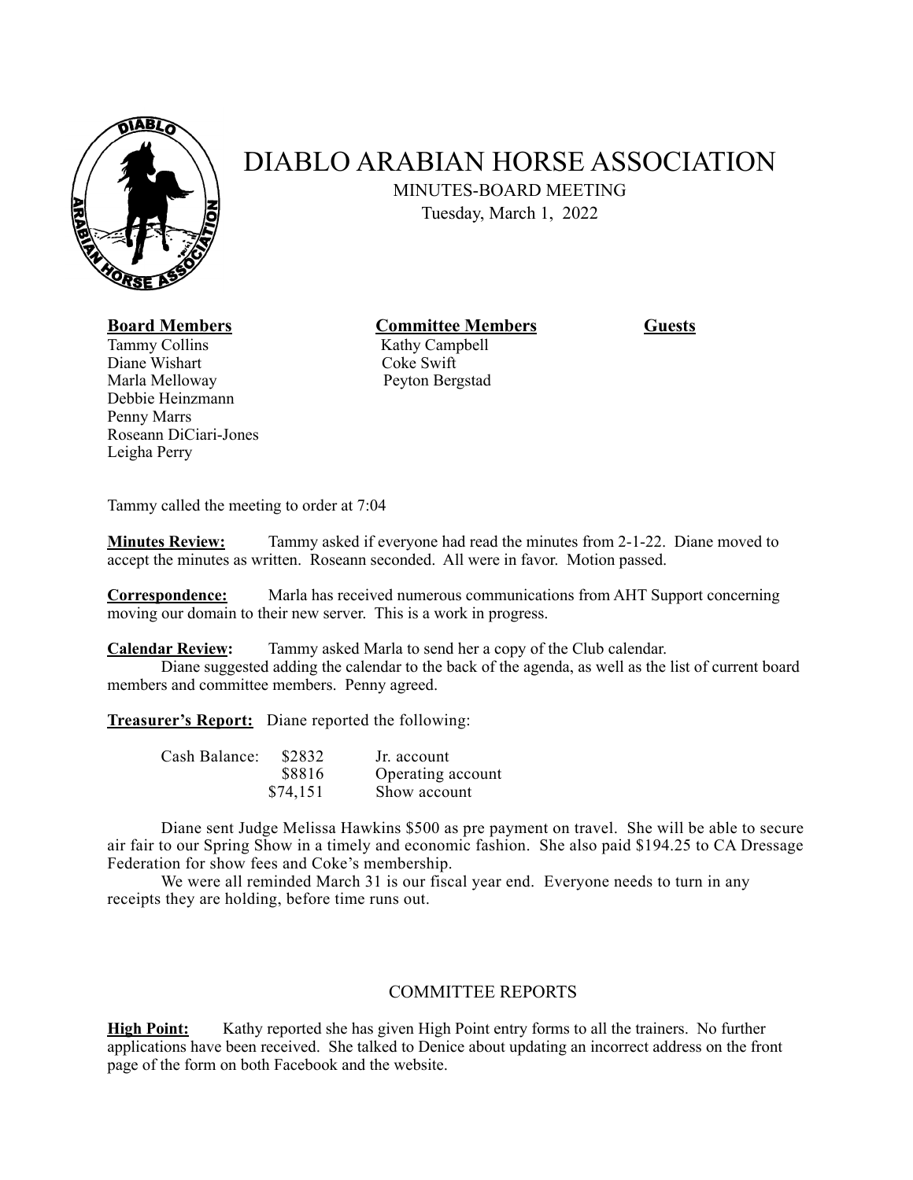# DIABLO ARABIAN HORSE ASSOCIATION

MINUTES-BOARD MEETING

Tuesday, March 1, 2022

| **Board Members** | **Committee Members** | **Guests** |
|---|---|---|
| Tammy Collins | Kathy Campbell | |
| Diane Wishart | Coke Swift | |
| Marla Melloway | Peyton Bergstad | |
| Debbie Heinzmann | | |
| Penny Marrs | | |
| Roseann DiCiari-Jones | | |
| Leigha Perry | | |

Tammy called the meeting to order at 7:04

**Minutes Review:** Tammy asked if everyone had read the minutes from 2-1-22. Diane moved to accept the minutes as written. Roseann seconded. All were in favor. Motion passed.

**Correspondence:** Marla has received numerous communications from AHT Support concerning moving our domain to their new server. This is a work in progress.

**Calendar Review:** Tammy asked Marla to send her a copy of the Club calendar.

Diane suggested adding the calendar to the back of the agenda, as well as the list of current board members and committee members. Penny agreed.

**Treasurer's Report:** Diane reported the following:

| | | |
|---|---|---|
| Cash Balance: | \$2832 | Jr. account |
| | \$8816 | Operating account |
| | \$74,151 | Show account |

Diane sent Judge Melissa Hawkins \$500 as pre payment on travel. She will be able to secure air fair to our Spring Show in a timely and economic fashion. She also paid \$194.25 to CA Dressage Federation for show fees and Coke's membership.

We were all reminded March 31 is our fiscal year end. Everyone needs to turn in any receipts they are holding, before time runs out.

## COMMITTEE REPORTS

**High Point:** Kathy reported she has given High Point entry forms to all the trainers. No further applications have been received. She talked to Denice about updating an incorrect address on the front page of the form on both Facebook and the website.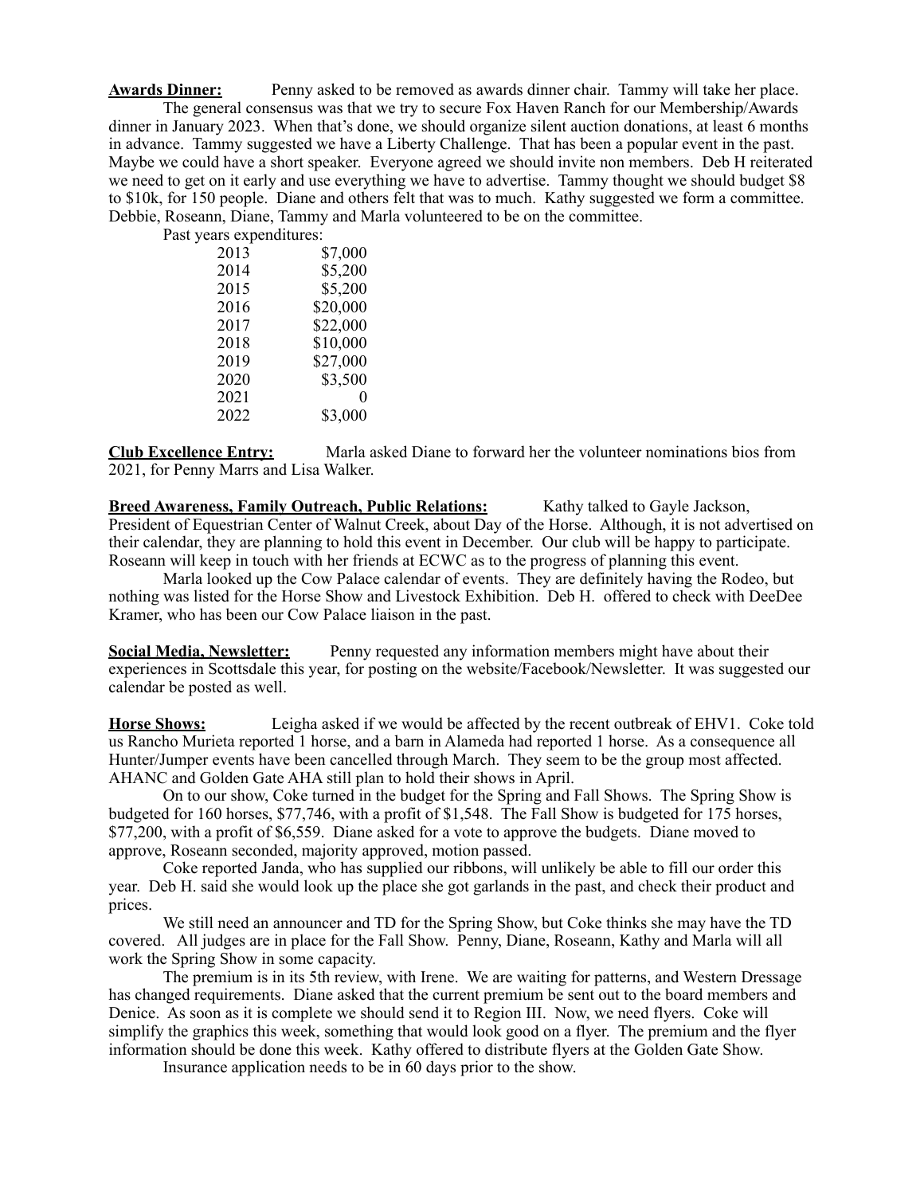**Awards Dinner:** Penny asked to be removed as awards dinner chair. Tammy will take her place.

The general consensus was that we try to secure Fox Haven Ranch for our Membership/Awards dinner in January 2023. When that's done, we should organize silent auction donations, at least 6 months in advance. Tammy suggested we have a Liberty Challenge. That has been a popular event in the past. Maybe we could have a short speaker. Everyone agreed we should invite non members. Deb H reiterated we need to get on it early and use everything we have to advertise. Tammy thought we should budget $8 to $10k, for 150 people. Diane and others felt that was to much. Kathy suggested we form a committee. Debbie, Roseann, Diane, Tammy and Marla volunteered to be on the committee.

Past years expenditures:

| | |
|---|---|
| 2013 | $7,000 |
| 2014 | $5,200 |
| 2015 | $5,200 |
| 2016 | $20,000 |
| 2017 | $22,000 |
| 2018 | $10,000 |
| 2019 | $27,000 |
| 2020 | $3,500 |
| 2021 | 0 |
| 2022 | $3,000 |

**Club Excellence Entry:** Marla asked Diane to forward her the volunteer nominations bios from 2021, for Penny Marrs and Lisa Walker.

**Breed Awareness, Family Outreach, Public Relations:** Kathy talked to Gayle Jackson, President of Equestrian Center of Walnut Creek, about Day of the Horse. Although, it is not advertised on their calendar, they are planning to hold this event in December. Our club will be happy to participate. Roseann will keep in touch with her friends at ECWC as to the progress of planning this event.

Marla looked up the Cow Palace calendar of events. They are definitely having the Rodeo, but nothing was listed for the Horse Show and Livestock Exhibition. Deb H. offered to check with DeeDee Kramer, who has been our Cow Palace liaison in the past.

**Social Media, Newsletter:** Penny requested any information members might have about their experiences in Scottsdale this year, for posting on the website/Facebook/Newsletter. It was suggested our calendar be posted as well.

**Horse Shows:** Leigha asked if we would be affected by the recent outbreak of EHV1. Coke told us Rancho Murieta reported 1 horse, and a barn in Alameda had reported 1 horse. As a consequence all Hunter/Jumper events have been cancelled through March. They seem to be the group most affected. AHANC and Golden Gate AHA still plan to hold their shows in April.

On to our show, Coke turned in the budget for the Spring and Fall Shows. The Spring Show is budgeted for 160 horses, $77,746, with a profit of $1,548. The Fall Show is budgeted for 175 horses, $77,200, with a profit of $6,559. Diane asked for a vote to approve the budgets. Diane moved to approve, Roseann seconded, majority approved, motion passed.

Coke reported Janda, who has supplied our ribbons, will unlikely be able to fill our order this year. Deb H. said she would look up the place she got garlands in the past, and check their product and prices.

We still need an announcer and TD for the Spring Show, but Coke thinks she may have the TD covered. All judges are in place for the Fall Show. Penny, Diane, Roseann, Kathy and Marla will all work the Spring Show in some capacity.

The premium is in its 5th review, with Irene. We are waiting for patterns, and Western Dressage has changed requirements. Diane asked that the current premium be sent out to the board members and Denice. As soon as it is complete we should send it to Region III. Now, we need flyers. Coke will simplify the graphics this week, something that would look good on a flyer. The premium and the flyer information should be done this week. Kathy offered to distribute flyers at the Golden Gate Show.

Insurance application needs to be in 60 days prior to the show.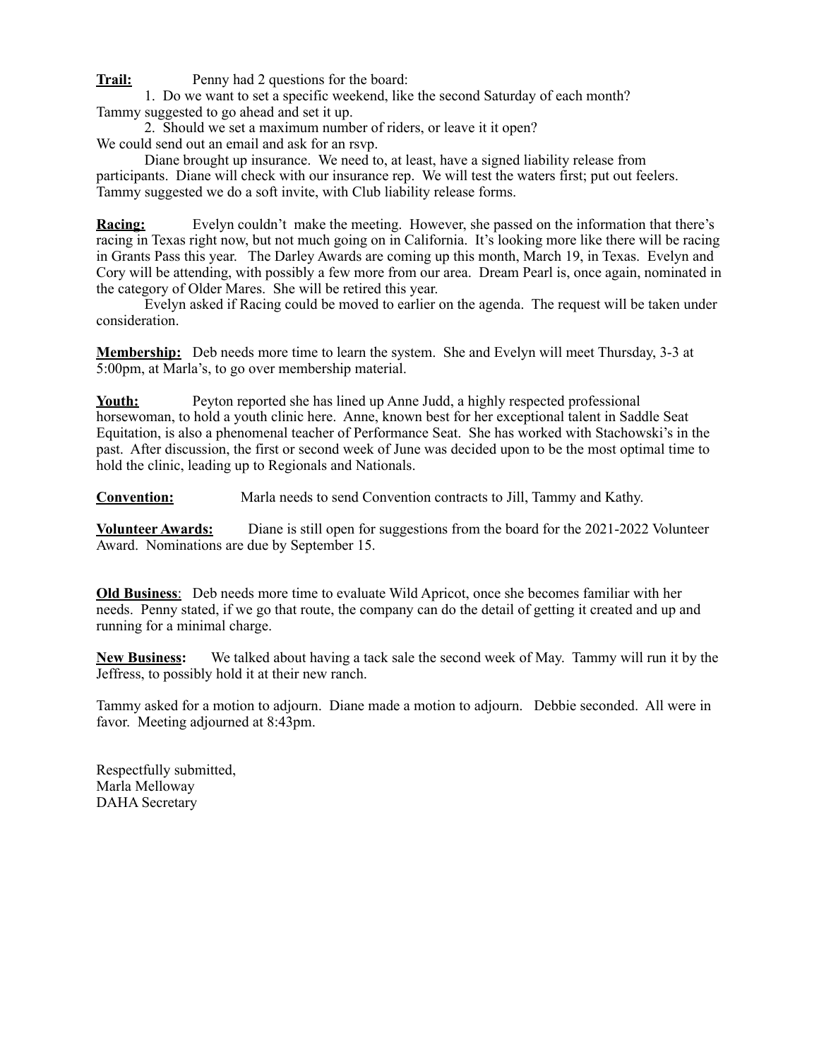**Trail:** Penny had 2 questions for the board:

1. Do we want to set a specific weekend, like the second Saturday of each month?

Tammy suggested to go ahead and set it up.

2. Should we set a maximum number of riders, or leave it it open?

We could send out an email and ask for an rsvp.

Diane brought up insurance. We need to, at least, have a signed liability release from participants. Diane will check with our insurance rep. We will test the waters first; put out feelers. Tammy suggested we do a soft invite, with Club liability release forms.

**Racing:** Evelyn couldn't make the meeting. However, she passed on the information that there's racing in Texas right now, but not much going on in California. It's looking more like there will be racing in Grants Pass this year. The Darley Awards are coming up this month, March 19, in Texas. Evelyn and Cory will be attending, with possibly a few more from our area. Dream Pearl is, once again, nominated in the category of Older Mares. She will be retired this year.

Evelyn asked if Racing could be moved to earlier on the agenda. The request will be taken under consideration.

**Membership:** Deb needs more time to learn the system. She and Evelyn will meet Thursday, 3-3 at 5:00pm, at Marla's, to go over membership material.

**Youth:** Peyton reported she has lined up Anne Judd, a highly respected professional horsewoman, to hold a youth clinic here. Anne, known best for her exceptional talent in Saddle Seat Equitation, is also a phenomenal teacher of Performance Seat. She has worked with Stachowski's in the past. After discussion, the first or second week of June was decided upon to be the most optimal time to hold the clinic, leading up to Regionals and Nationals.

**Convention:** Marla needs to send Convention contracts to Jill, Tammy and Kathy.

**Volunteer Awards:** Diane is still open for suggestions from the board for the 2021-2022 Volunteer Award. Nominations are due by September 15.

**Old Business**: Deb needs more time to evaluate Wild Apricot, once she becomes familiar with her needs. Penny stated, if we go that route, the company can do the detail of getting it created and up and running for a minimal charge.

**New Business:** We talked about having a tack sale the second week of May. Tammy will run it by the Jeffress, to possibly hold it at their new ranch.

Tammy asked for a motion to adjourn. Diane made a motion to adjourn. Debbie seconded. All were in favor. Meeting adjourned at 8:43pm.

Respectfully submitted,
Marla Melloway
DAHA Secretary